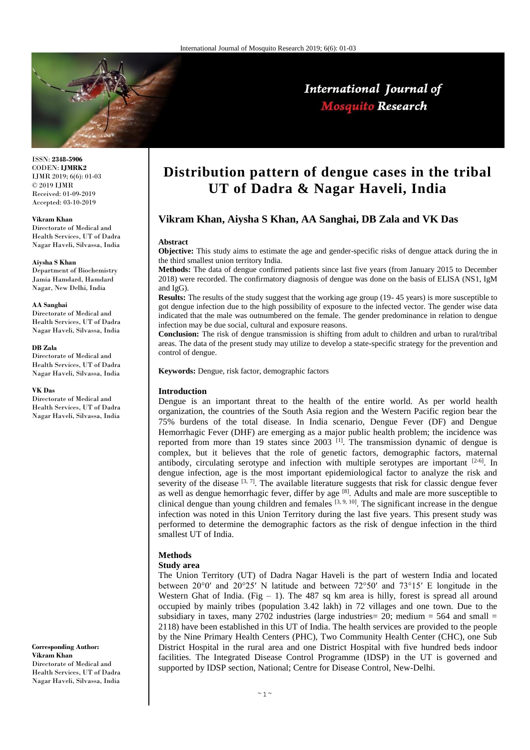# Distribution pattern of dengue cases in the tribal UT of Dadra & Nagar Haveli, India

**Vikram Khan, Aiysha S Khan, AA Sanghai, DB Zala and VK Das**

ISSN: **2348-5906**
CODEN: **IJMRK2**
IJMR 2019; 6(6): 01-03
© 2019 IJMR
Received: 01-09-2019
Accepted: 03-10-2019

**Vikram Khan**
Directorate of Medical and Health Services, UT of Dadra Nagar Haveli, Silvassa, India

**Aiysha S Khan**
Department of Biochemistry Jamia Hamdard, Hamdard Nagar, New Delhi, India

**AA Sanghai**
Directorate of Medical and Health Services, UT of Dadra Nagar Haveli, Silvassa, India

**DB Zala**
Directorate of Medical and Health Services, UT of Dadra Nagar Haveli, Silvassa, India

**VK Das**
Directorate of Medical and Health Services, UT of Dadra Nagar Haveli, Silvassa, India

**Corresponding Author:**
**Vikram Khan**
Directorate of Medical and Health Services, UT of Dadra Nagar Haveli, Silvassa, India

### Abstract

**Objective:** This study aims to estimate the age and gender-specific risks of dengue attack during the in the third smallest union territory India.

**Methods:** The data of dengue confirmed patients since last five years (from January 2015 to December 2018) were recorded. The confirmatory diagnosis of dengue was done on the basis of ELISA (NS1, IgM and IgG).

**Results:** The results of the study suggest that the working age group (19- 45 years) is more susceptible to got dengue infection due to the high possibility of exposure to the infected vector. The gender wise data indicated that the male was outnumbered on the female. The gender predominance in relation to dengue infection may be due social, cultural and exposure reasons.

**Conclusion:** The risk of dengue transmission is shifting from adult to children and urban to rural/tribal areas. The data of the present study may utilize to develop a state-specific strategy for the prevention and control of dengue.

**Keywords:** Dengue, risk factor, demographic factors

### Introduction

Dengue is an important threat to the health of the entire world. As per world health organization, the countries of the South Asia region and the Western Pacific region bear the 75% burdens of the total disease. In India scenario, Dengue Fever (DF) and Dengue Hemorrhagic Fever (DHF) are emerging as a major public health problem; the incidence was reported from more than 19 states since 2003 [1]. The transmission dynamic of dengue is complex, but it believes that the role of genetic factors, demographic factors, maternal antibody, circulating serotype and infection with multiple serotypes are important [2-6]. In dengue infection, age is the most important epidemiological factor to analyze the risk and severity of the disease [3, 7]. The available literature suggests that risk for classic dengue fever as well as dengue hemorrhagic fever, differ by age [8]. Adults and male are more susceptible to clinical dengue than young children and females [3, 9, 10]. The significant increase in the dengue infection was noted in this Union Territory during the last five years. This present study was performed to determine the demographic factors as the risk of dengue infection in the third smallest UT of India.

### Methods

#### Study area

The Union Territory (UT) of Dadra Nagar Haveli is the part of western India and located between 20°0′ and 20°25′ N latitude and between 72°50′ and 73°15′ E longitude in the Western Ghat of India. (Fig – 1). The 487 sq km area is hilly, forest is spread all around occupied by mainly tribes (population 3.42 lakh) in 72 villages and one town. Due to the subsidiary in taxes, many 2702 industries (large industries= 20; medium = 564 and small = 2118) have been established in this UT of India. The health services are provided to the people by the Nine Primary Health Centers (PHC), Two Community Health Center (CHC), one Sub District Hospital in the rural area and one District Hospital with five hundred beds indoor facilities. The Integrated Disease Control Programme (IDSP) in the UT is governed and supported by IDSP section, National; Centre for Disease Control, New-Delhi.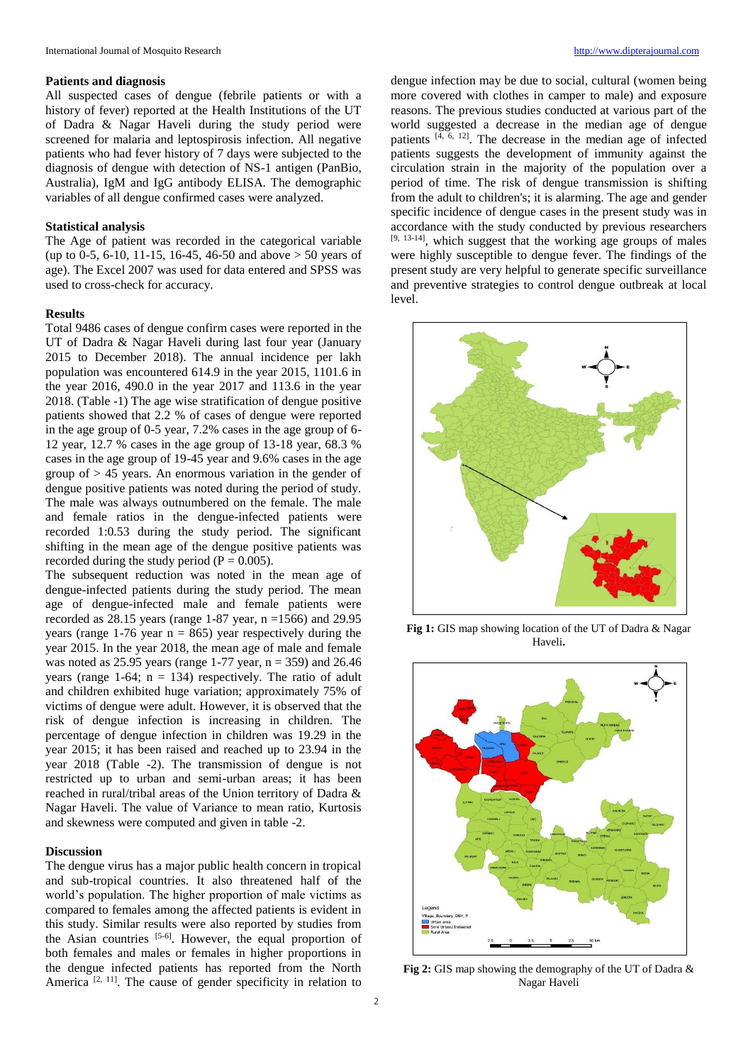### Patients and diagnosis

All suspected cases of dengue (febrile patients or with a history of fever) reported at the Health Institutions of the UT of Dadra & Nagar Haveli during the study period were screened for malaria and leptospirosis infection. All negative patients who had fever history of 7 days were subjected to the diagnosis of dengue with detection of NS-1 antigen (PanBio, Australia), IgM and IgG antibody ELISA. The demographic variables of all dengue confirmed cases were analyzed.

### Statistical analysis

The Age of patient was recorded in the categorical variable (up to 0-5, 6-10, 11-15, 16-45, 46-50 and above > 50 years of age). The Excel 2007 was used for data entered and SPSS was used to cross-check for accuracy.

### Results

Total 9486 cases of dengue confirm cases were reported in the UT of Dadra & Nagar Haveli during last four year (January 2015 to December 2018). The annual incidence per lakh population was encountered 614.9 in the year 2015, 1101.6 in the year 2016, 490.0 in the year 2017 and 113.6 in the year 2018. (Table -1) The age wise stratification of dengue positive patients showed that 2.2 % of cases of dengue were reported in the age group of 0-5 year, 7.2% cases in the age group of 6-12 year, 12.7 % cases in the age group of 13-18 year, 68.3 % cases in the age group of 19-45 year and 9.6% cases in the age group of > 45 years. An enormous variation in the gender of dengue positive patients was noted during the period of study. The male was always outnumbered on the female. The male and female ratios in the dengue-infected patients were recorded 1:0.53 during the study period. The significant shifting in the mean age of the dengue positive patients was recorded during the study period (P = 0.005).

The subsequent reduction was noted in the mean age of dengue-infected patients during the study period. The mean age of dengue-infected male and female patients were recorded as 28.15 years (range 1-87 year, n =1566) and 29.95 years (range 1-76 year n = 865) year respectively during the year 2015. In the year 2018, the mean age of male and female was noted as 25.95 years (range 1-77 year, n = 359) and 26.46 years (range 1-64; n = 134) respectively. The ratio of adult and children exhibited huge variation; approximately 75% of victims of dengue were adult. However, it is observed that the risk of dengue infection is increasing in children. The percentage of dengue infection in children was 19.29 in the year 2015; it has been raised and reached up to 23.94 in the year 2018 (Table -2). The transmission of dengue is not restricted up to urban and semi-urban areas; it has been reached in rural/tribal areas of the Union territory of Dadra & Nagar Haveli. The value of Variance to mean ratio, Kurtosis and skewness were computed and given in table -2.

### Discussion

The dengue virus has a major public health concern in tropical and sub-tropical countries. It also threatened half of the world's population. The higher proportion of male victims as compared to females among the affected patients is evident in this study. Similar results were also reported by studies from the Asian countries [5-6]. However, the equal proportion of both females and males or females in higher proportions in the dengue infected patients has reported from the North America [2, 11]. The cause of gender specificity in relation to dengue infection may be due to social, cultural (women being more covered with clothes in camper to male) and exposure reasons. The previous studies conducted at various part of the world suggested a decrease in the median age of dengue patients [4, 6, 12]. The decrease in the median age of infected patients suggests the development of immunity against the circulation strain in the majority of the population over a period of time. The risk of dengue transmission is shifting from the adult to children's; it is alarming. The age and gender specific incidence of dengue cases in the present study was in accordance with the study conducted by previous researchers [9, 13-14], which suggest that the working age groups of males were highly susceptible to dengue fever. The findings of the present study are very helpful to generate specific surveillance and preventive strategies to control dengue outbreak at local level.

**Fig 1:** GIS map showing location of the UT of Dadra & Nagar Haveli**.**

**Fig 2:** GIS map showing the demography of the UT of Dadra & Nagar Haveli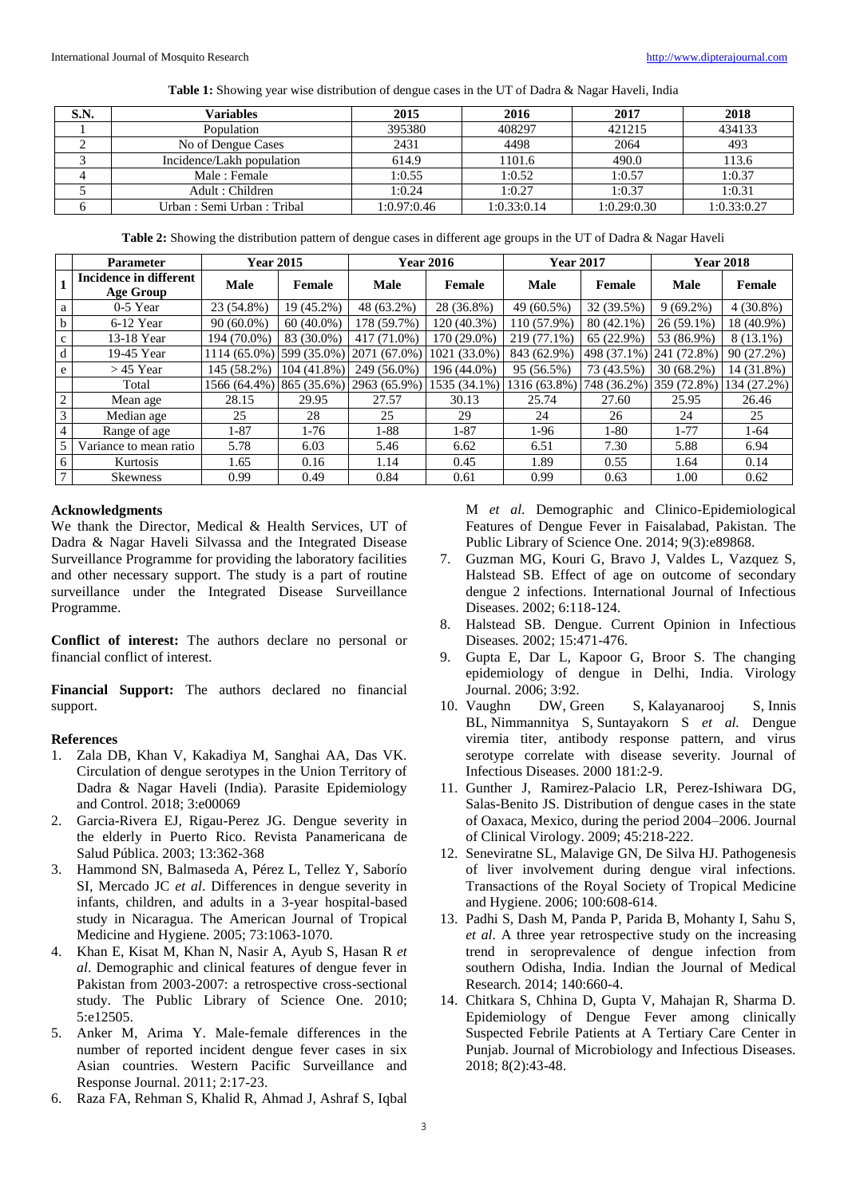**Table 1:** Showing year wise distribution of dengue cases in the UT of Dadra & Nagar Haveli, India

| S.N. | Variables | 2015 | 2016 | 2017 | 2018 |
|---|---|---|---|---|---|
| 1 | Population | 395380 | 408297 | 421215 | 434133 |
| 2 | No of Dengue Cases | 2431 | 4498 | 2064 | 493 |
| 3 | Incidence/Lakh population | 614.9 | 1101.6 | 490.0 | 113.6 |
| 4 | Male : Female | 1:0.55 | 1:0.52 | 1:0.57 | 1:0.37 |
| 5 | Adult : Children | 1:0.24 | 1:0.27 | 1:0.37 | 1:0.31 |
| 6 | Urban : Semi Urban : Tribal | 1:0.97:0.46 | 1:0.33:0.14 | 1:0.29:0.30 | 1:0.33:0.27 |

**Table 2:** Showing the distribution pattern of dengue cases in different age groups in the UT of Dadra & Nagar Haveli

| | Parameter | Year 2015 | | Year 2016 | | Year 2017 | | Year 2018 | |
|---|---|---|---|---|---|---|---|---|---|
| 1 | Incidence in different Age Group | Male | Female | Male | Female | Male | Female | Male | Female |
| a | 0-5 Year | 23 (54.8%) | 19 (45.2%) | 48 (63.2%) | 28 (36.8%) | 49 (60.5%) | 32 (39.5%) | 9 (69.2%) | 4 (30.8%) |
| b | 6-12 Year | 90 (60.0%) | 60 (40.0%) | 178 (59.7%) | 120 (40.3%) | 110 (57.9%) | 80 (42.1%) | 26 (59.1%) | 18 (40.9%) |
| c | 13-18 Year | 194 (70.0%) | 83 (30.0%) | 417 (71.0%) | 170 (29.0%) | 219 (77.1%) | 65 (22.9%) | 53 (86.9%) | 8 (13.1%) |
| d | 19-45 Year | 1114 (65.0%) | 599 (35.0%) | 2071 (67.0%) | 1021 (33.0%) | 843 (62.9%) | 498 (37.1%) | 241 (72.8%) | 90 (27.2%) |
| e | > 45 Year | 145 (58.2%) | 104 (41.8%) | 249 (56.0%) | 196 (44.0%) | 95 (56.5%) | 73 (43.5%) | 30 (68.2%) | 14 (31.8%) |
| | Total | 1566 (64.4%) | 865 (35.6%) | 2963 (65.9%) | 1535 (34.1%) | 1316 (63.8%) | 748 (36.2%) | 359 (72.8%) | 134 (27.2%) |
| 2 | Mean age | 28.15 | 29.95 | 27.57 | 30.13 | 25.74 | 27.60 | 25.95 | 26.46 |
| 3 | Median age | 25 | 28 | 25 | 29 | 24 | 26 | 24 | 25 |
| 4 | Range of age | 1-87 | 1-76 | 1-88 | 1-87 | 1-96 | 1-80 | 1-77 | 1-64 |
| 5 | Variance to mean ratio | 5.78 | 6.03 | 5.46 | 6.62 | 6.51 | 7.30 | 5.88 | 6.94 |
| 6 | Kurtosis | 1.65 | 0.16 | 1.14 | 0.45 | 1.89 | 0.55 | 1.64 | 0.14 |
| 7 | Skewness | 0.99 | 0.49 | 0.84 | 0.61 | 0.99 | 0.63 | 1.00 | 0.62 |

## Acknowledgments

We thank the Director, Medical & Health Services, UT of Dadra & Nagar Haveli Silvassa and the Integrated Disease Surveillance Programme for providing the laboratory facilities and other necessary support. The study is a part of routine surveillance under the Integrated Disease Surveillance Programme.

**Conflict of interest:** The authors declare no personal or financial conflict of interest.

**Financial Support:** The authors declared no financial support.

## References

1. Zala DB, Khan V, Kakadiya M, Sanghai AA, Das VK. Circulation of dengue serotypes in the Union Territory of Dadra & Nagar Haveli (India). Parasite Epidemiology and Control. 2018; 3:e00069
2. Garcia-Rivera EJ, Rigau-Perez JG. Dengue severity in the elderly in Puerto Rico. Revista Panamericana de Salud Pública. 2003; 13:362-368
3. Hammond SN, Balmaseda A, Pérez L, Tellez Y, Saborío SI, Mercado JC *et al*. Differences in dengue severity in infants, children, and adults in a 3-year hospital-based study in Nicaragua. The American Journal of Tropical Medicine and Hygiene. 2005; 73:1063-1070.
4. Khan E, Kisat M, Khan N, Nasir A, Ayub S, Hasan R *et al*. Demographic and clinical features of dengue fever in Pakistan from 2003-2007: a retrospective cross-sectional study. The Public Library of Science One. 2010; 5:e12505.
5. Anker M, Arima Y. Male-female differences in the number of reported incident dengue fever cases in six Asian countries. Western Pacific Surveillance and Response Journal. 2011; 2:17-23.
6. Raza FA, Rehman S, Khalid R, Ahmad J, Ashraf S, Iqbal M *et al*. Demographic and Clinico-Epidemiological Features of Dengue Fever in Faisalabad, Pakistan. The Public Library of Science One. 2014; 9(3):e89868.
7. Guzman MG, Kouri G, Bravo J, Valdes L, Vazquez S, Halstead SB. Effect of age on outcome of secondary dengue 2 infections. International Journal of Infectious Diseases. 2002; 6:118-124.
8. Halstead SB. Dengue. Current Opinion in Infectious Diseases. 2002; 15:471-476.
9. Gupta E, Dar L, Kapoor G, Broor S. The changing epidemiology of dengue in Delhi, India. Virology Journal. 2006; 3:92.
10. Vaughn DW, Green S, Kalayanarooj S, Innis BL, Nimmannitya S, Suntayakorn S *et al.* Dengue viremia titer, antibody response pattern, and virus serotype correlate with disease severity. Journal of Infectious Diseases. 2000 181:2-9.
11. Gunther J, Ramirez-Palacio LR, Perez-Ishiwara DG, Salas-Benito JS. Distribution of dengue cases in the state of Oaxaca, Mexico, during the period 2004–2006. Journal of Clinical Virology. 2009; 45:218-222.
12. Seneviratne SL, Malavige GN, De Silva HJ. Pathogenesis of liver involvement during dengue viral infections. Transactions of the Royal Society of Tropical Medicine and Hygiene. 2006; 100:608-614.
13. Padhi S, Dash M, Panda P, Parida B, Mohanty I, Sahu S, *et al*. A three year retrospective study on the increasing trend in seroprevalence of dengue infection from southern Odisha, India. Indian the Journal of Medical Research*.* 2014; 140:660-4.
14. Chitkara S, Chhina D, Gupta V, Mahajan R, Sharma D. Epidemiology of Dengue Fever among clinically Suspected Febrile Patients at A Tertiary Care Center in Punjab. Journal of Microbiology and Infectious Diseases. 2018; 8(2):43-48.